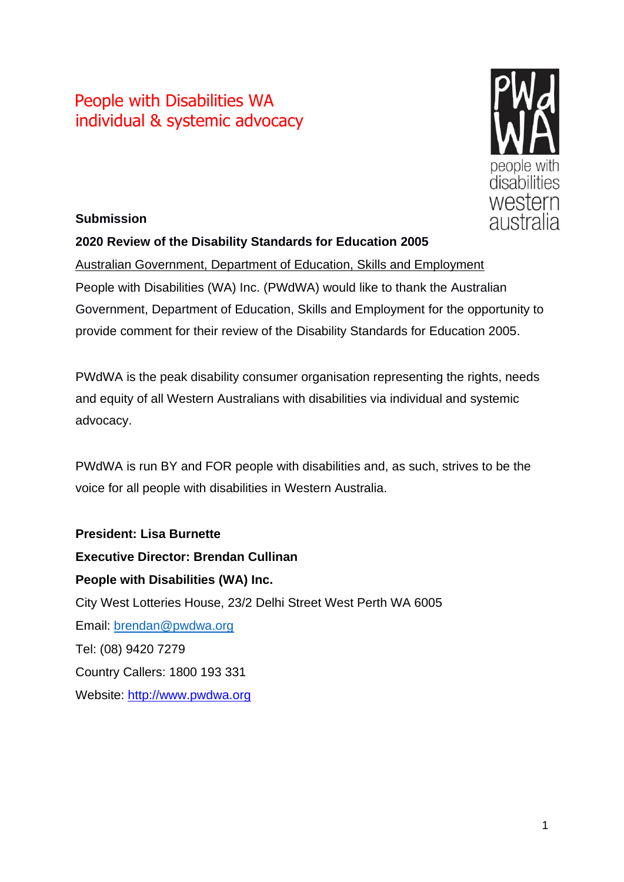# People with Disabilities WA
## individual & systemic advocacy

**Submission**

**2020 Review of the Disability Standards for Education 2005**

Australian Government, Department of Education, Skills and Employment

People with Disabilities (WA) Inc. (PWdWA) would like to thank the Australian Government, Department of Education, Skills and Employment for the opportunity to provide comment for their review of the Disability Standards for Education 2005.

PWdWA is the peak disability consumer organisation representing the rights, needs and equity of all Western Australians with disabilities via individual and systemic advocacy.

PWdWA is run BY and FOR people with disabilities and, as such, strives to be the voice for all people with disabilities in Western Australia.

**President: Lisa Burnette**

**Executive Director: Brendan Cullinan**

**People with Disabilities (WA) Inc.**

City West Lotteries House, 23/2 Delhi Street West Perth WA 6005

Email: brendan@pwdwa.org

Tel: (08) 9420 7279

Country Callers: 1800 193 331

Website: http://www.pwdwa.org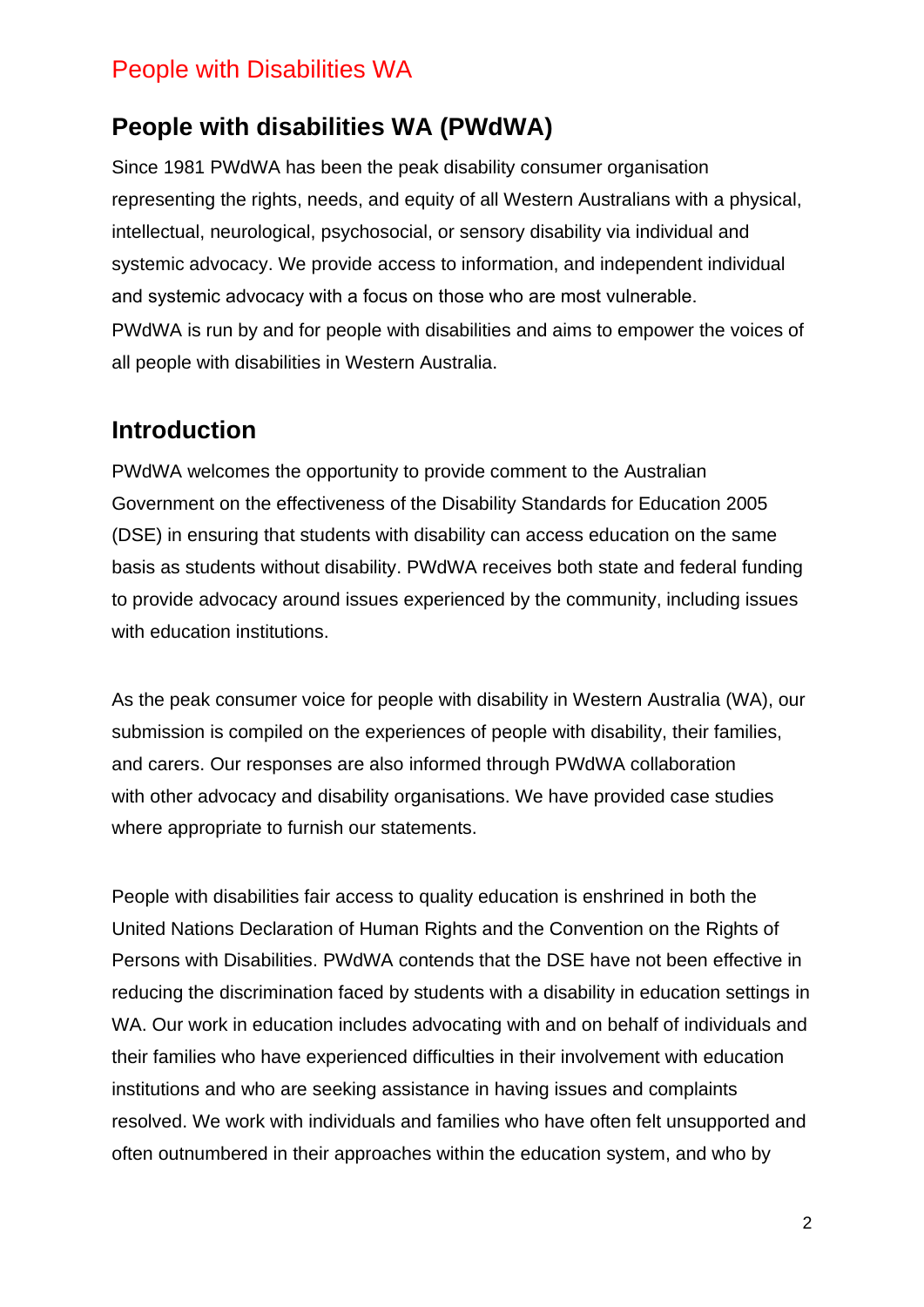## People with disabilities WA (PWdWA)

Since 1981 PWdWA has been the peak disability consumer organisation representing the rights, needs, and equity of all Western Australians with a physical, intellectual, neurological, psychosocial, or sensory disability via individual and systemic advocacy. We provide access to information, and independent individual and systemic advocacy with a focus on those who are most vulnerable.

PWdWA is run by and for people with disabilities and aims to empower the voices of all people with disabilities in Western Australia.

## Introduction

PWdWA welcomes the opportunity to provide comment to the Australian Government on the effectiveness of the Disability Standards for Education 2005 (DSE) in ensuring that students with disability can access education on the same basis as students without disability. PWdWA receives both state and federal funding to provide advocacy around issues experienced by the community, including issues with education institutions.

As the peak consumer voice for people with disability in Western Australia (WA), our submission is compiled on the experiences of people with disability, their families, and carers. Our responses are also informed through PWdWA collaboration with other advocacy and disability organisations. We have provided case studies where appropriate to furnish our statements.

People with disabilities fair access to quality education is enshrined in both the United Nations Declaration of Human Rights and the Convention on the Rights of Persons with Disabilities. PWdWA contends that the DSE have not been effective in reducing the discrimination faced by students with a disability in education settings in WA. Our work in education includes advocating with and on behalf of individuals and their families who have experienced difficulties in their involvement with education institutions and who are seeking assistance in having issues and complaints resolved. We work with individuals and families who have often felt unsupported and often outnumbered in their approaches within the education system, and who by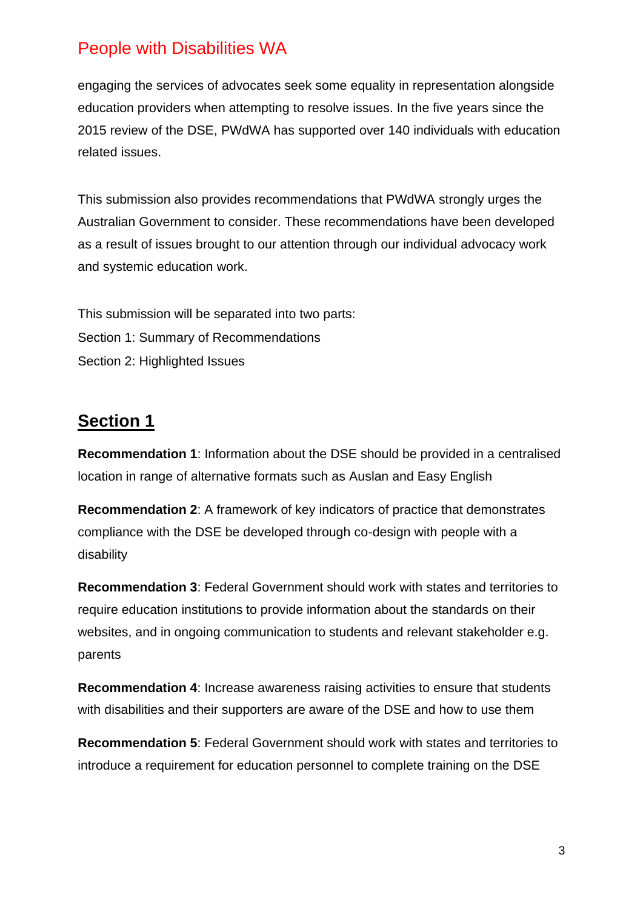engaging the services of advocates seek some equality in representation alongside education providers when attempting to resolve issues. In the five years since the 2015 review of the DSE, PWdWA has supported over 140 individuals with education related issues.

This submission also provides recommendations that PWdWA strongly urges the Australian Government to consider. These recommendations have been developed as a result of issues brought to our attention through our individual advocacy work and systemic education work.

This submission will be separated into two parts:
Section 1: Summary of Recommendations
Section 2: Highlighted Issues

## Section 1

**Recommendation 1**: Information about the DSE should be provided in a centralised location in range of alternative formats such as Auslan and Easy English

**Recommendation 2**: A framework of key indicators of practice that demonstrates compliance with the DSE be developed through co-design with people with a disability

**Recommendation 3**: Federal Government should work with states and territories to require education institutions to provide information about the standards on their websites, and in ongoing communication to students and relevant stakeholder e.g. parents

**Recommendation 4**: Increase awareness raising activities to ensure that students with disabilities and their supporters are aware of the DSE and how to use them

**Recommendation 5**: Federal Government should work with states and territories to introduce a requirement for education personnel to complete training on the DSE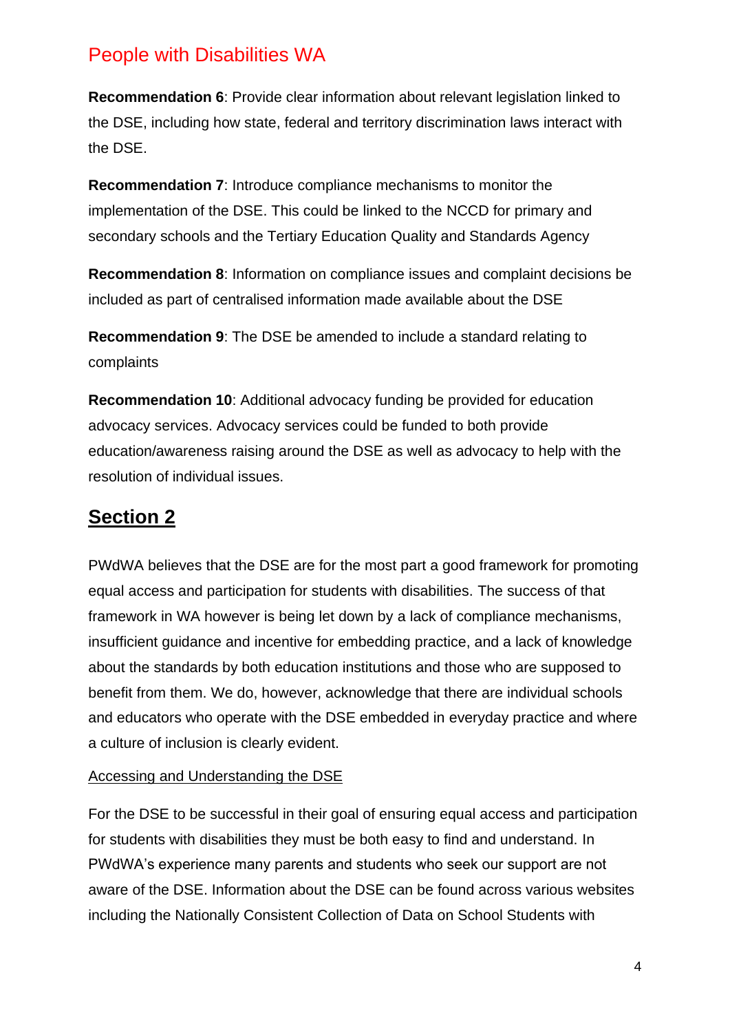**Recommendation 6**: Provide clear information about relevant legislation linked to the DSE, including how state, federal and territory discrimination laws interact with the DSE.

**Recommendation 7**: Introduce compliance mechanisms to monitor the implementation of the DSE. This could be linked to the NCCD for primary and secondary schools and the Tertiary Education Quality and Standards Agency

**Recommendation 8**: Information on compliance issues and complaint decisions be included as part of centralised information made available about the DSE

**Recommendation 9**: The DSE be amended to include a standard relating to complaints

**Recommendation 10**: Additional advocacy funding be provided for education advocacy services. Advocacy services could be funded to both provide education/awareness raising around the DSE as well as advocacy to help with the resolution of individual issues.

## Section 2

PWdWA believes that the DSE are for the most part a good framework for promoting equal access and participation for students with disabilities. The success of that framework in WA however is being let down by a lack of compliance mechanisms, insufficient guidance and incentive for embedding practice, and a lack of knowledge about the standards by both education institutions and those who are supposed to benefit from them. We do, however, acknowledge that there are individual schools and educators who operate with the DSE embedded in everyday practice and where a culture of inclusion is clearly evident.

### Accessing and Understanding the DSE

For the DSE to be successful in their goal of ensuring equal access and participation for students with disabilities they must be both easy to find and understand. In PWdWA's experience many parents and students who seek our support are not aware of the DSE. Information about the DSE can be found across various websites including the Nationally Consistent Collection of Data on School Students with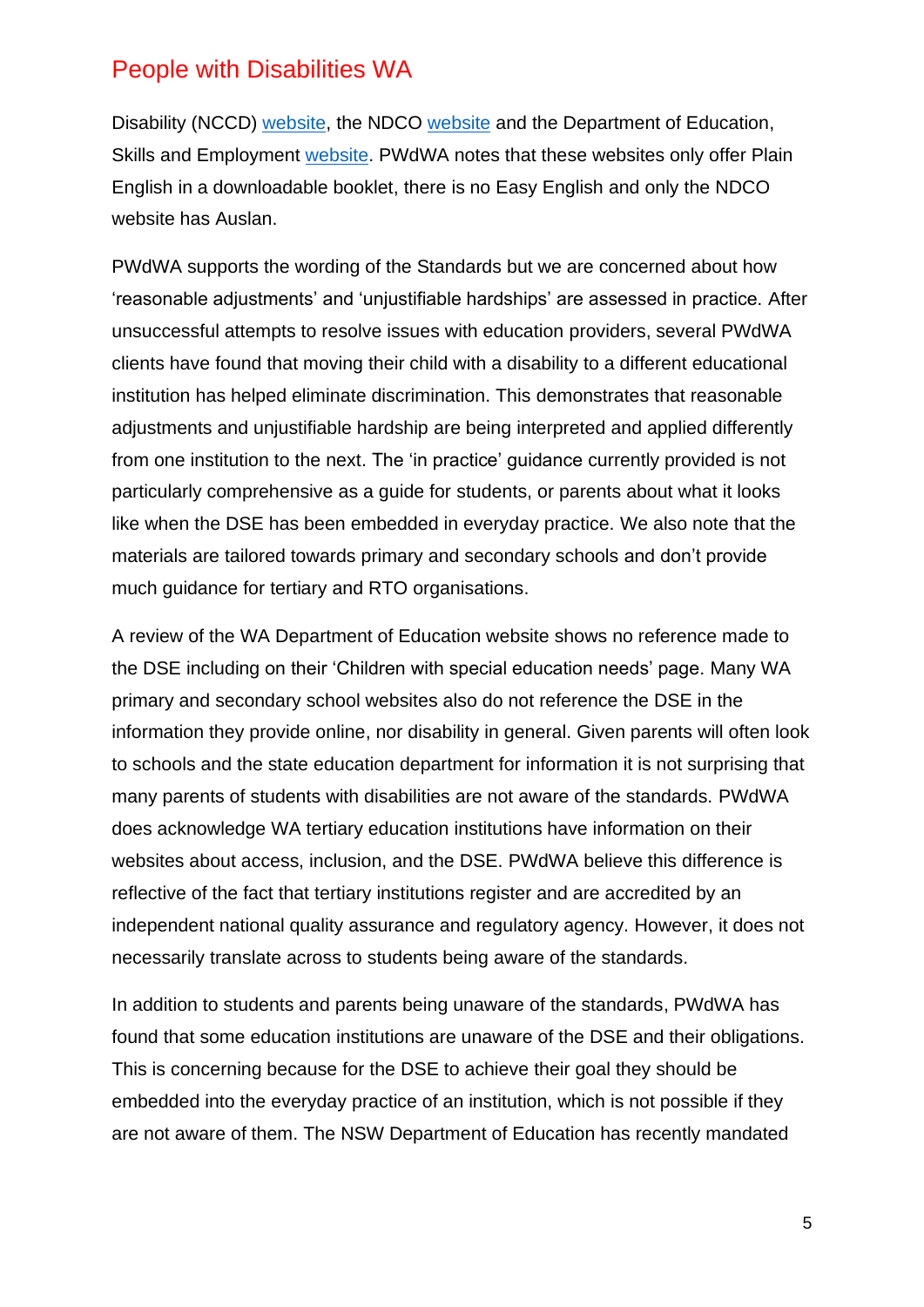Disability (NCCD) website, the NDCO website and the Department of Education, Skills and Employment website. PWdWA notes that these websites only offer Plain English in a downloadable booklet, there is no Easy English and only the NDCO website has Auslan.

PWdWA supports the wording of the Standards but we are concerned about how 'reasonable adjustments' and 'unjustifiable hardships' are assessed in practice. After unsuccessful attempts to resolve issues with education providers, several PWdWA clients have found that moving their child with a disability to a different educational institution has helped eliminate discrimination. This demonstrates that reasonable adjustments and unjustifiable hardship are being interpreted and applied differently from one institution to the next. The 'in practice' guidance currently provided is not particularly comprehensive as a guide for students, or parents about what it looks like when the DSE has been embedded in everyday practice. We also note that the materials are tailored towards primary and secondary schools and don't provide much guidance for tertiary and RTO organisations.

A review of the WA Department of Education website shows no reference made to the DSE including on their 'Children with special education needs' page. Many WA primary and secondary school websites also do not reference the DSE in the information they provide online, nor disability in general. Given parents will often look to schools and the state education department for information it is not surprising that many parents of students with disabilities are not aware of the standards. PWdWA does acknowledge WA tertiary education institutions have information on their websites about access, inclusion, and the DSE. PWdWA believe this difference is reflective of the fact that tertiary institutions register and are accredited by an independent national quality assurance and regulatory agency. However, it does not necessarily translate across to students being aware of the standards.

In addition to students and parents being unaware of the standards, PWdWA has found that some education institutions are unaware of the DSE and their obligations. This is concerning because for the DSE to achieve their goal they should be embedded into the everyday practice of an institution, which is not possible if they are not aware of them. The NSW Department of Education has recently mandated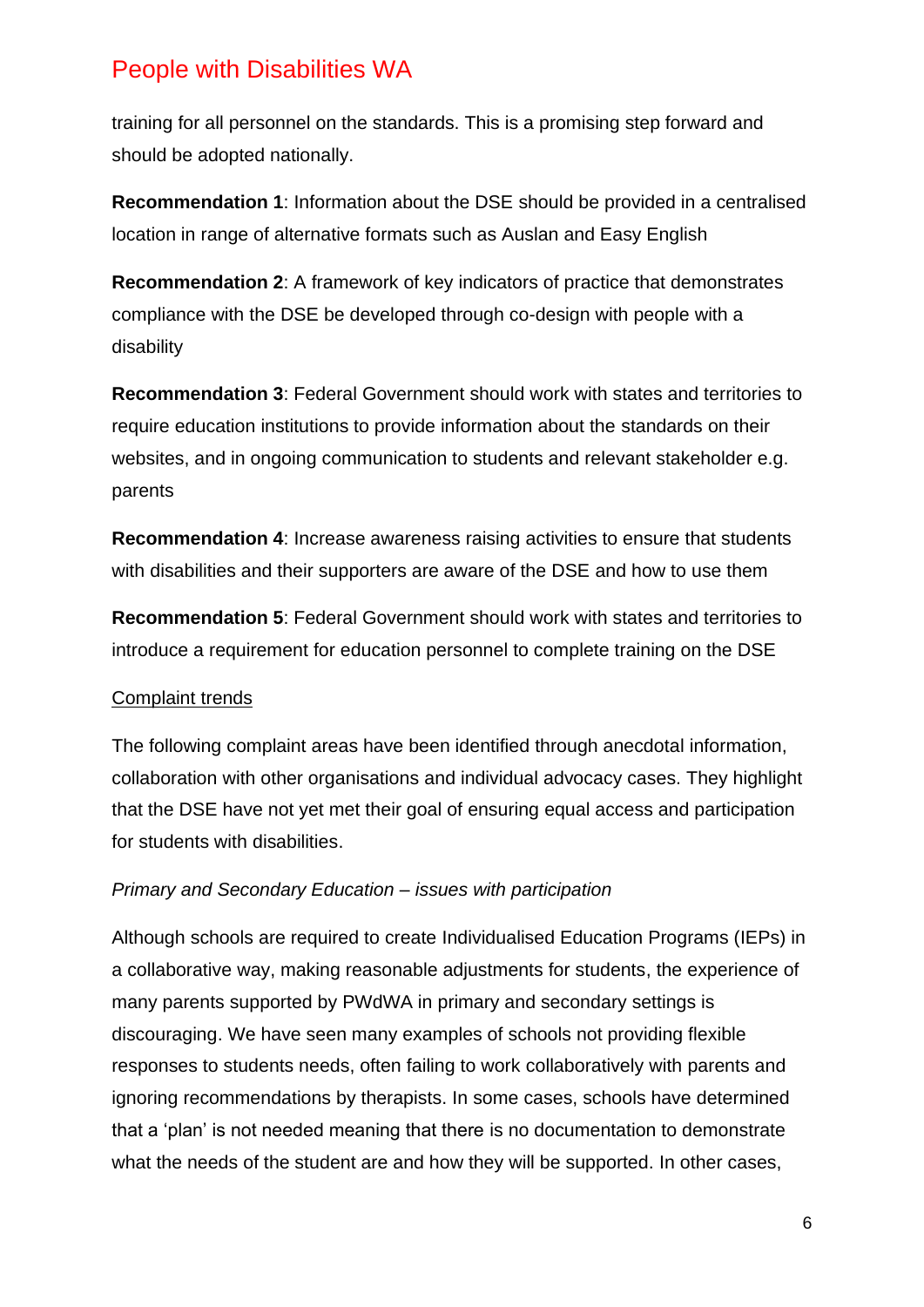training for all personnel on the standards. This is a promising step forward and should be adopted nationally.

**Recommendation 1**: Information about the DSE should be provided in a centralised location in range of alternative formats such as Auslan and Easy English

**Recommendation 2**: A framework of key indicators of practice that demonstrates compliance with the DSE be developed through co-design with people with a disability

**Recommendation 3**: Federal Government should work with states and territories to require education institutions to provide information about the standards on their websites, and in ongoing communication to students and relevant stakeholder e.g. parents

**Recommendation 4**: Increase awareness raising activities to ensure that students with disabilities and their supporters are aware of the DSE and how to use them

**Recommendation 5**: Federal Government should work with states and territories to introduce a requirement for education personnel to complete training on the DSE

<u>Complaint trends</u>

The following complaint areas have been identified through anecdotal information, collaboration with other organisations and individual advocacy cases. They highlight that the DSE have not yet met their goal of ensuring equal access and participation for students with disabilities.

*Primary and Secondary Education – issues with participation*

Although schools are required to create Individualised Education Programs (IEPs) in a collaborative way, making reasonable adjustments for students, the experience of many parents supported by PWdWA in primary and secondary settings is discouraging. We have seen many examples of schools not providing flexible responses to students needs, often failing to work collaboratively with parents and ignoring recommendations by therapists. In some cases, schools have determined that a 'plan' is not needed meaning that there is no documentation to demonstrate what the needs of the student are and how they will be supported. In other cases,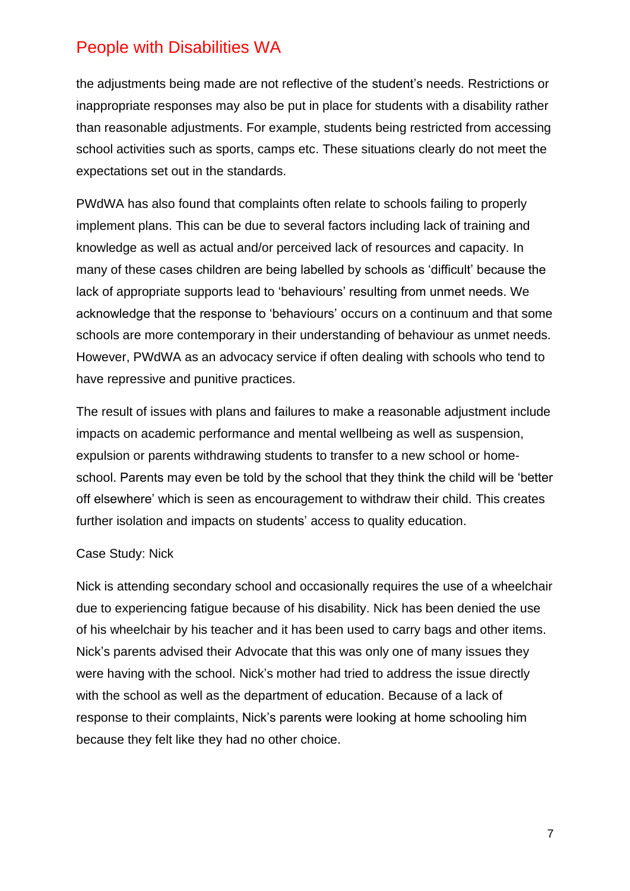the adjustments being made are not reflective of the student's needs. Restrictions or inappropriate responses may also be put in place for students with a disability rather than reasonable adjustments. For example, students being restricted from accessing school activities such as sports, camps etc. These situations clearly do not meet the expectations set out in the standards.

PWdWA has also found that complaints often relate to schools failing to properly implement plans. This can be due to several factors including lack of training and knowledge as well as actual and/or perceived lack of resources and capacity. In many of these cases children are being labelled by schools as 'difficult' because the lack of appropriate supports lead to 'behaviours' resulting from unmet needs. We acknowledge that the response to 'behaviours' occurs on a continuum and that some schools are more contemporary in their understanding of behaviour as unmet needs. However, PWdWA as an advocacy service if often dealing with schools who tend to have repressive and punitive practices.

The result of issues with plans and failures to make a reasonable adjustment include impacts on academic performance and mental wellbeing as well as suspension, expulsion or parents withdrawing students to transfer to a new school or home-school. Parents may even be told by the school that they think the child will be 'better off elsewhere' which is seen as encouragement to withdraw their child. This creates further isolation and impacts on students' access to quality education.

Case Study: Nick

Nick is attending secondary school and occasionally requires the use of a wheelchair due to experiencing fatigue because of his disability. Nick has been denied the use of his wheelchair by his teacher and it has been used to carry bags and other items. Nick's parents advised their Advocate that this was only one of many issues they were having with the school. Nick's mother had tried to address the issue directly with the school as well as the department of education. Because of a lack of response to their complaints, Nick's parents were looking at home schooling him because they felt like they had no other choice.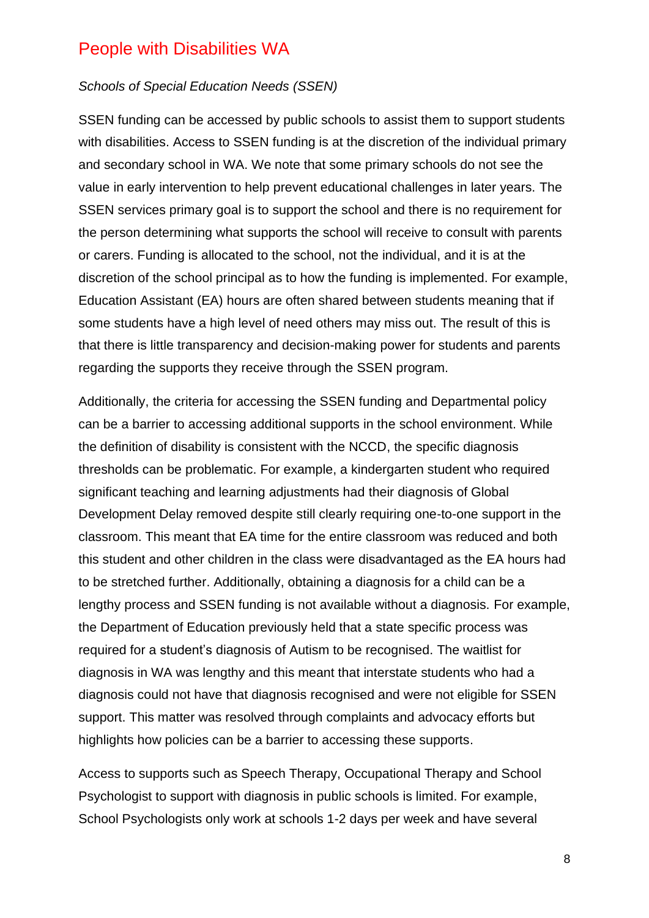## People with Disabilities WA

*Schools of Special Education Needs (SSEN)*

SSEN funding can be accessed by public schools to assist them to support students with disabilities. Access to SSEN funding is at the discretion of the individual primary and secondary school in WA. We note that some primary schools do not see the value in early intervention to help prevent educational challenges in later years. The SSEN services primary goal is to support the school and there is no requirement for the person determining what supports the school will receive to consult with parents or carers. Funding is allocated to the school, not the individual, and it is at the discretion of the school principal as to how the funding is implemented. For example, Education Assistant (EA) hours are often shared between students meaning that if some students have a high level of need others may miss out. The result of this is that there is little transparency and decision-making power for students and parents regarding the supports they receive through the SSEN program.

Additionally, the criteria for accessing the SSEN funding and Departmental policy can be a barrier to accessing additional supports in the school environment. While the definition of disability is consistent with the NCCD, the specific diagnosis thresholds can be problematic. For example, a kindergarten student who required significant teaching and learning adjustments had their diagnosis of Global Development Delay removed despite still clearly requiring one-to-one support in the classroom. This meant that EA time for the entire classroom was reduced and both this student and other children in the class were disadvantaged as the EA hours had to be stretched further. Additionally, obtaining a diagnosis for a child can be a lengthy process and SSEN funding is not available without a diagnosis. For example, the Department of Education previously held that a state specific process was required for a student's diagnosis of Autism to be recognised. The waitlist for diagnosis in WA was lengthy and this meant that interstate students who had a diagnosis could not have that diagnosis recognised and were not eligible for SSEN support. This matter was resolved through complaints and advocacy efforts but highlights how policies can be a barrier to accessing these supports.

Access to supports such as Speech Therapy, Occupational Therapy and School Psychologist to support with diagnosis in public schools is limited. For example, School Psychologists only work at schools 1-2 days per week and have several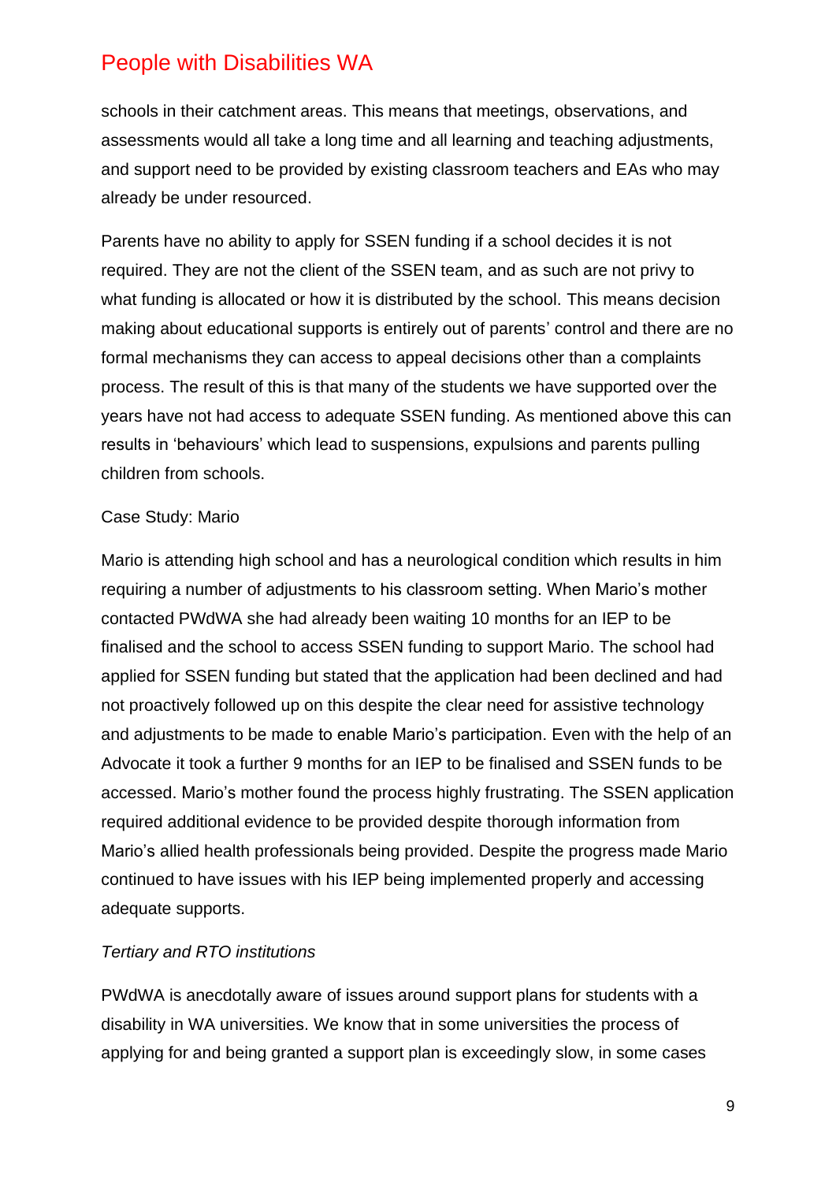schools in their catchment areas. This means that meetings, observations, and assessments would all take a long time and all learning and teaching adjustments, and support need to be provided by existing classroom teachers and EAs who may already be under resourced.

Parents have no ability to apply for SSEN funding if a school decides it is not required. They are not the client of the SSEN team, and as such are not privy to what funding is allocated or how it is distributed by the school. This means decision making about educational supports is entirely out of parents' control and there are no formal mechanisms they can access to appeal decisions other than a complaints process. The result of this is that many of the students we have supported over the years have not had access to adequate SSEN funding. As mentioned above this can results in 'behaviours' which lead to suspensions, expulsions and parents pulling children from schools.

Case Study: Mario

Mario is attending high school and has a neurological condition which results in him requiring a number of adjustments to his classroom setting. When Mario's mother contacted PWdWA she had already been waiting 10 months for an IEP to be finalised and the school to access SSEN funding to support Mario. The school had applied for SSEN funding but stated that the application had been declined and had not proactively followed up on this despite the clear need for assistive technology and adjustments to be made to enable Mario's participation. Even with the help of an Advocate it took a further 9 months for an IEP to be finalised and SSEN funds to be accessed. Mario's mother found the process highly frustrating. The SSEN application required additional evidence to be provided despite thorough information from Mario's allied health professionals being provided. Despite the progress made Mario continued to have issues with his IEP being implemented properly and accessing adequate supports.

*Tertiary and RTO institutions*

PWdWA is anecdotally aware of issues around support plans for students with a disability in WA universities. We know that in some universities the process of applying for and being granted a support plan is exceedingly slow, in some cases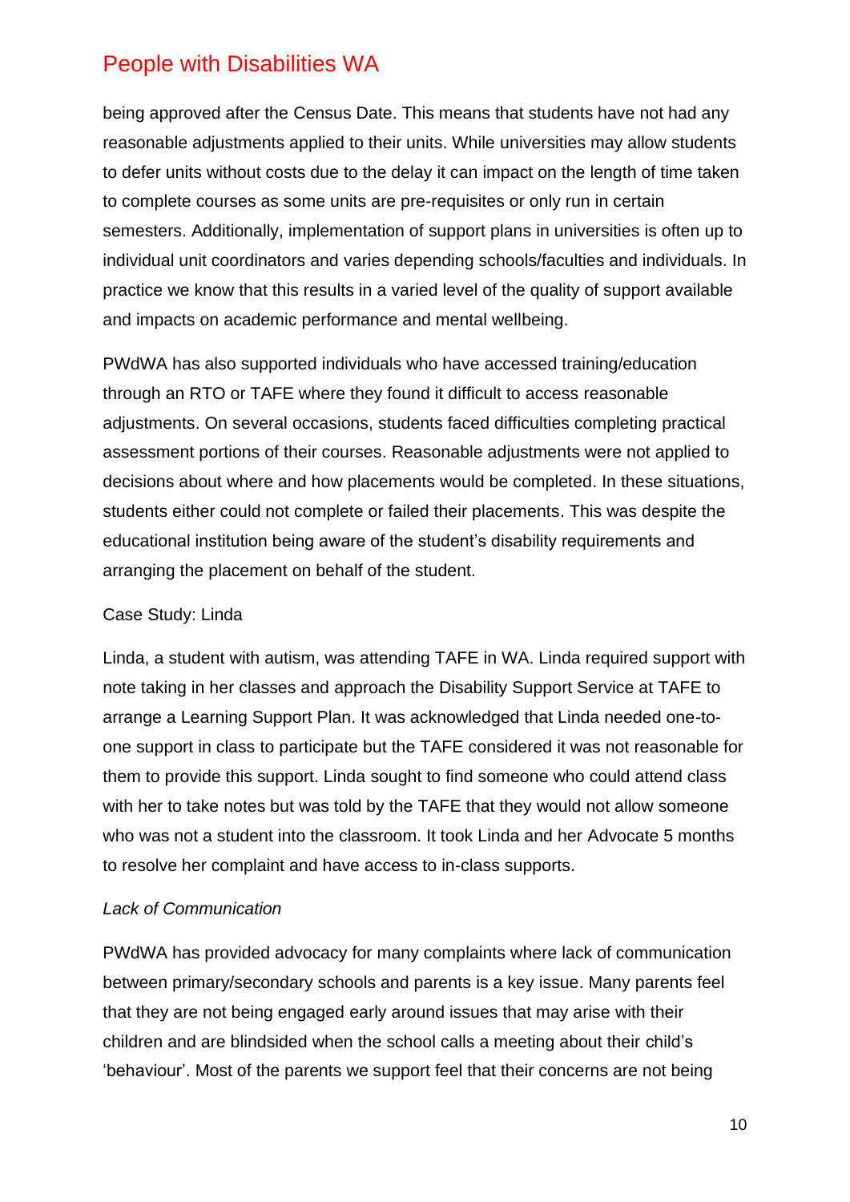being approved after the Census Date. This means that students have not had any reasonable adjustments applied to their units. While universities may allow students to defer units without costs due to the delay it can impact on the length of time taken to complete courses as some units are pre-requisites or only run in certain semesters. Additionally, implementation of support plans in universities is often up to individual unit coordinators and varies depending schools/faculties and individuals. In practice we know that this results in a varied level of the quality of support available and impacts on academic performance and mental wellbeing.

PWdWA has also supported individuals who have accessed training/education through an RTO or TAFE where they found it difficult to access reasonable adjustments. On several occasions, students faced difficulties completing practical assessment portions of their courses. Reasonable adjustments were not applied to decisions about where and how placements would be completed. In these situations, students either could not complete or failed their placements. This was despite the educational institution being aware of the student's disability requirements and arranging the placement on behalf of the student.

Case Study: Linda

Linda, a student with autism, was attending TAFE in WA. Linda required support with note taking in her classes and approach the Disability Support Service at TAFE to arrange a Learning Support Plan. It was acknowledged that Linda needed one-to-one support in class to participate but the TAFE considered it was not reasonable for them to provide this support. Linda sought to find someone who could attend class with her to take notes but was told by the TAFE that they would not allow someone who was not a student into the classroom. It took Linda and her Advocate 5 months to resolve her complaint and have access to in-class supports.

*Lack of Communication*

PWdWA has provided advocacy for many complaints where lack of communication between primary/secondary schools and parents is a key issue. Many parents feel that they are not being engaged early around issues that may arise with their children and are blindsided when the school calls a meeting about their child's 'behaviour'. Most of the parents we support feel that their concerns are not being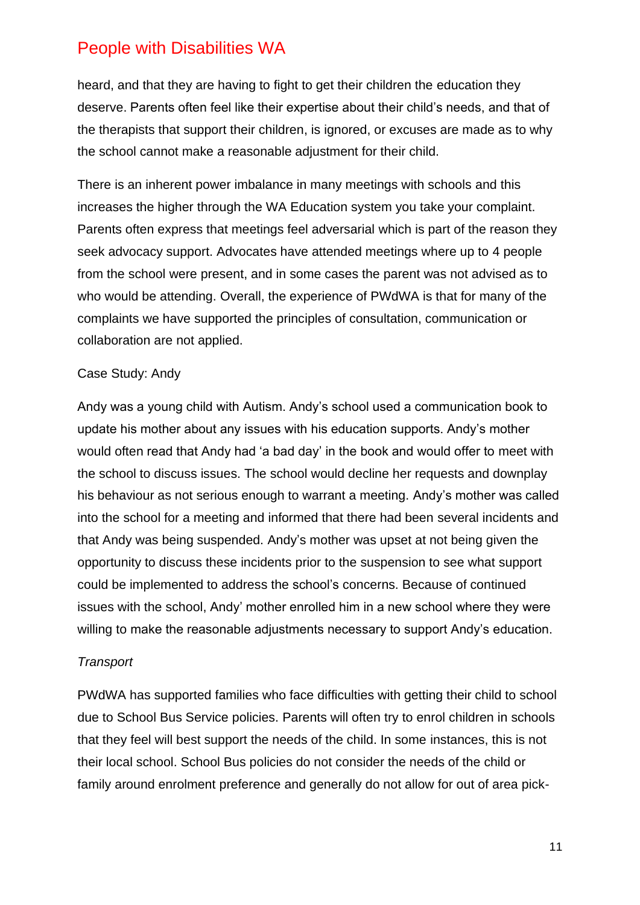heard, and that they are having to fight to get their children the education they deserve. Parents often feel like their expertise about their child's needs, and that of the therapists that support their children, is ignored, or excuses are made as to why the school cannot make a reasonable adjustment for their child.

There is an inherent power imbalance in many meetings with schools and this increases the higher through the WA Education system you take your complaint. Parents often express that meetings feel adversarial which is part of the reason they seek advocacy support. Advocates have attended meetings where up to 4 people from the school were present, and in some cases the parent was not advised as to who would be attending. Overall, the experience of PWdWA is that for many of the complaints we have supported the principles of consultation, communication or collaboration are not applied.

Case Study: Andy

Andy was a young child with Autism. Andy's school used a communication book to update his mother about any issues with his education supports. Andy's mother would often read that Andy had 'a bad day' in the book and would offer to meet with the school to discuss issues. The school would decline her requests and downplay his behaviour as not serious enough to warrant a meeting. Andy's mother was called into the school for a meeting and informed that there had been several incidents and that Andy was being suspended. Andy's mother was upset at not being given the opportunity to discuss these incidents prior to the suspension to see what support could be implemented to address the school's concerns. Because of continued issues with the school, Andy' mother enrolled him in a new school where they were willing to make the reasonable adjustments necessary to support Andy's education.

*Transport*

PWdWA has supported families who face difficulties with getting their child to school due to School Bus Service policies. Parents will often try to enrol children in schools that they feel will best support the needs of the child. In some instances, this is not their local school. School Bus policies do not consider the needs of the child or family around enrolment preference and generally do not allow for out of area pick-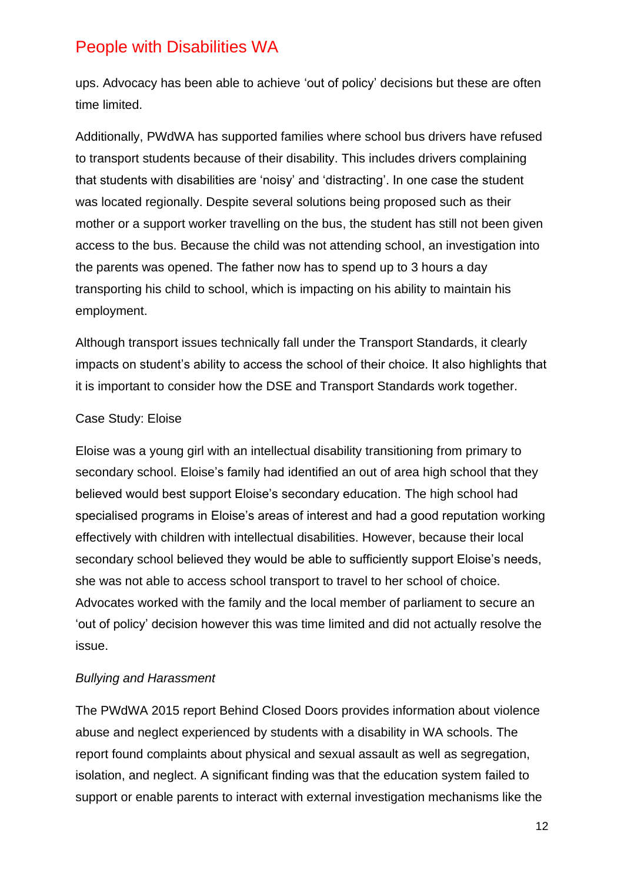ups. Advocacy has been able to achieve 'out of policy' decisions but these are often time limited.

Additionally, PWdWA has supported families where school bus drivers have refused to transport students because of their disability. This includes drivers complaining that students with disabilities are 'noisy' and 'distracting'. In one case the student was located regionally. Despite several solutions being proposed such as their mother or a support worker travelling on the bus, the student has still not been given access to the bus. Because the child was not attending school, an investigation into the parents was opened. The father now has to spend up to 3 hours a day transporting his child to school, which is impacting on his ability to maintain his employment.

Although transport issues technically fall under the Transport Standards, it clearly impacts on student's ability to access the school of their choice. It also highlights that it is important to consider how the DSE and Transport Standards work together.

Case Study: Eloise

Eloise was a young girl with an intellectual disability transitioning from primary to secondary school. Eloise's family had identified an out of area high school that they believed would best support Eloise's secondary education. The high school had specialised programs in Eloise's areas of interest and had a good reputation working effectively with children with intellectual disabilities. However, because their local secondary school believed they would be able to sufficiently support Eloise's needs, she was not able to access school transport to travel to her school of choice. Advocates worked with the family and the local member of parliament to secure an 'out of policy' decision however this was time limited and did not actually resolve the issue.

*Bullying and Harassment*

The PWdWA 2015 report Behind Closed Doors provides information about violence abuse and neglect experienced by students with a disability in WA schools. The report found complaints about physical and sexual assault as well as segregation, isolation, and neglect. A significant finding was that the education system failed to support or enable parents to interact with external investigation mechanisms like the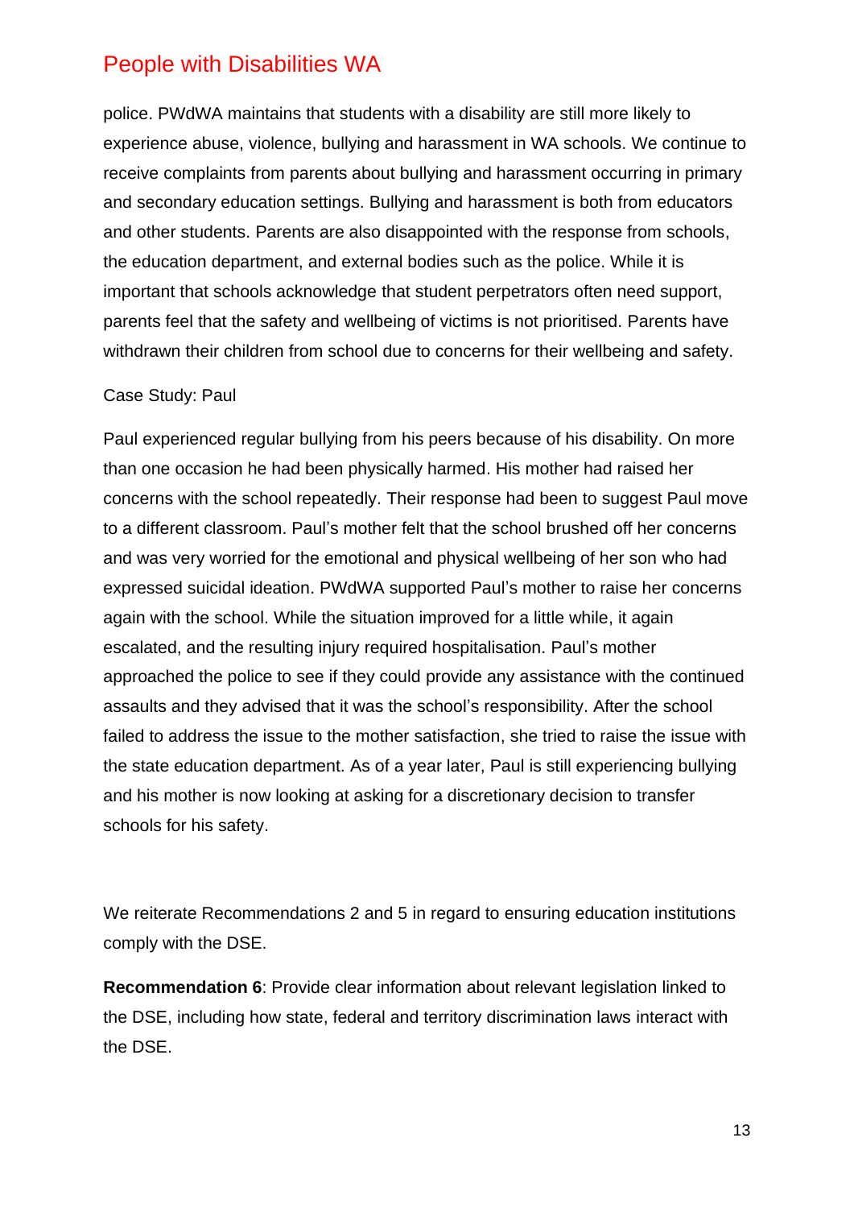police. PWdWA maintains that students with a disability are still more likely to experience abuse, violence, bullying and harassment in WA schools. We continue to receive complaints from parents about bullying and harassment occurring in primary and secondary education settings. Bullying and harassment is both from educators and other students. Parents are also disappointed with the response from schools, the education department, and external bodies such as the police. While it is important that schools acknowledge that student perpetrators often need support, parents feel that the safety and wellbeing of victims is not prioritised. Parents have withdrawn their children from school due to concerns for their wellbeing and safety.

Case Study: Paul

Paul experienced regular bullying from his peers because of his disability. On more than one occasion he had been physically harmed. His mother had raised her concerns with the school repeatedly. Their response had been to suggest Paul move to a different classroom. Paul's mother felt that the school brushed off her concerns and was very worried for the emotional and physical wellbeing of her son who had expressed suicidal ideation. PWdWA supported Paul's mother to raise her concerns again with the school. While the situation improved for a little while, it again escalated, and the resulting injury required hospitalisation. Paul's mother approached the police to see if they could provide any assistance with the continued assaults and they advised that it was the school's responsibility. After the school failed to address the issue to the mother satisfaction, she tried to raise the issue with the state education department. As of a year later, Paul is still experiencing bullying and his mother is now looking at asking for a discretionary decision to transfer schools for his safety.

We reiterate Recommendations 2 and 5 in regard to ensuring education institutions comply with the DSE.

**Recommendation 6**: Provide clear information about relevant legislation linked to the DSE, including how state, federal and territory discrimination laws interact with the DSE.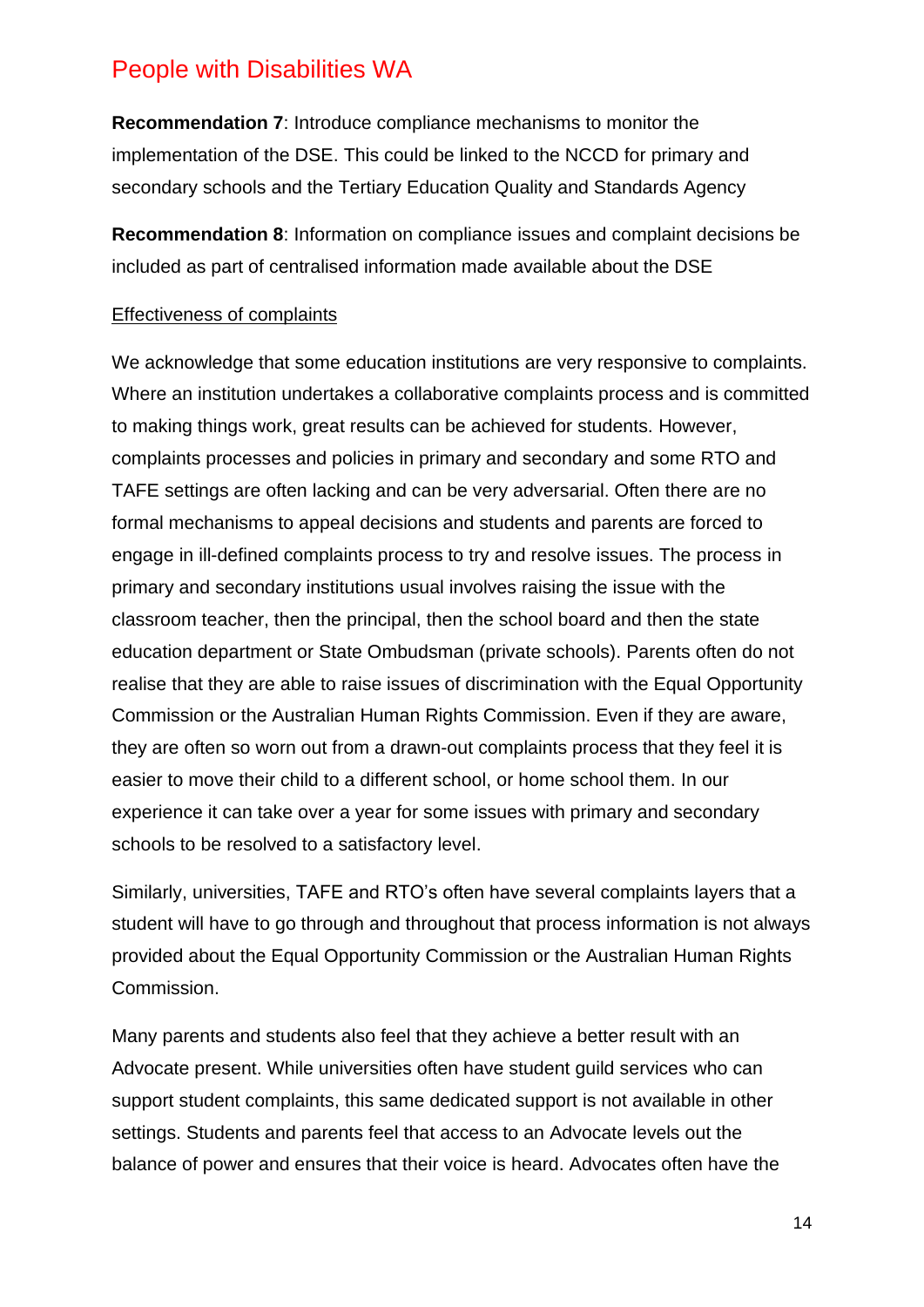## People with Disabilities WA

**Recommendation 7**: Introduce compliance mechanisms to monitor the implementation of the DSE. This could be linked to the NCCD for primary and secondary schools and the Tertiary Education Quality and Standards Agency

**Recommendation 8**: Information on compliance issues and complaint decisions be included as part of centralised information made available about the DSE

<u>Effectiveness of complaints</u>

We acknowledge that some education institutions are very responsive to complaints. Where an institution undertakes a collaborative complaints process and is committed to making things work, great results can be achieved for students. However, complaints processes and policies in primary and secondary and some RTO and TAFE settings are often lacking and can be very adversarial. Often there are no formal mechanisms to appeal decisions and students and parents are forced to engage in ill-defined complaints process to try and resolve issues. The process in primary and secondary institutions usual involves raising the issue with the classroom teacher, then the principal, then the school board and then the state education department or State Ombudsman (private schools). Parents often do not realise that they are able to raise issues of discrimination with the Equal Opportunity Commission or the Australian Human Rights Commission. Even if they are aware, they are often so worn out from a drawn-out complaints process that they feel it is easier to move their child to a different school, or home school them. In our experience it can take over a year for some issues with primary and secondary schools to be resolved to a satisfactory level.

Similarly, universities, TAFE and RTO's often have several complaints layers that a student will have to go through and throughout that process information is not always provided about the Equal Opportunity Commission or the Australian Human Rights Commission.

Many parents and students also feel that they achieve a better result with an Advocate present. While universities often have student guild services who can support student complaints, this same dedicated support is not available in other settings. Students and parents feel that access to an Advocate levels out the balance of power and ensures that their voice is heard. Advocates often have the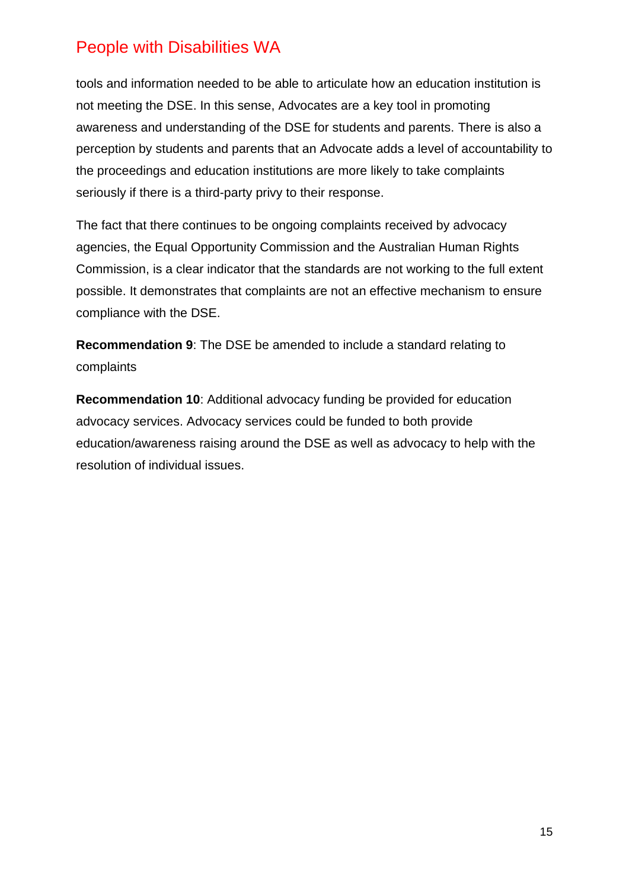tools and information needed to be able to articulate how an education institution is not meeting the DSE. In this sense, Advocates are a key tool in promoting awareness and understanding of the DSE for students and parents. There is also a perception by students and parents that an Advocate adds a level of accountability to the proceedings and education institutions are more likely to take complaints seriously if there is a third-party privy to their response.

The fact that there continues to be ongoing complaints received by advocacy agencies, the Equal Opportunity Commission and the Australian Human Rights Commission, is a clear indicator that the standards are not working to the full extent possible. It demonstrates that complaints are not an effective mechanism to ensure compliance with the DSE.

**Recommendation 9**: The DSE be amended to include a standard relating to complaints

**Recommendation 10**: Additional advocacy funding be provided for education advocacy services. Advocacy services could be funded to both provide education/awareness raising around the DSE as well as advocacy to help with the resolution of individual issues.